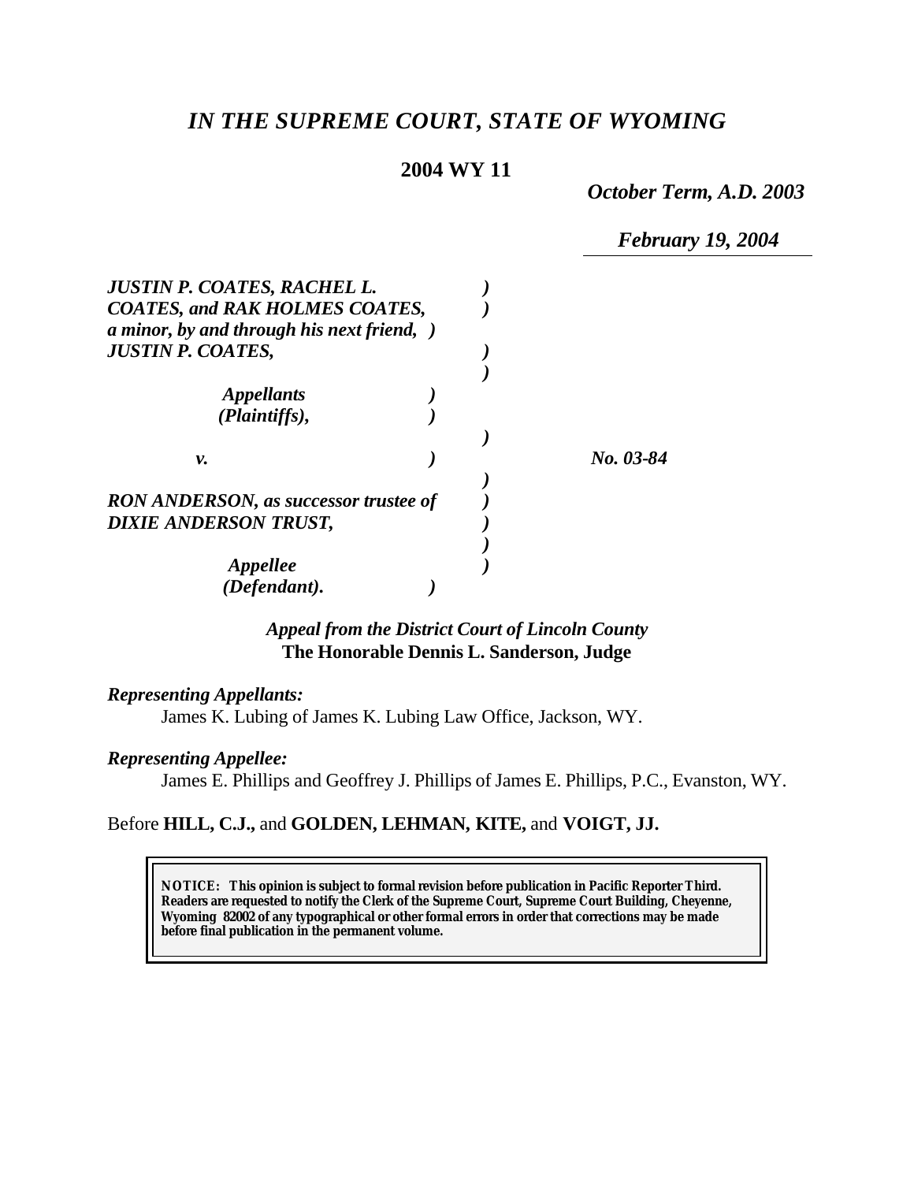# *IN THE SUPREME COURT, STATE OF WYOMING*

**2004 WY 11**

*October Term, A.D. 2003*

*February 19, 2004*

***JUSTIN P. COATES, RACHEL L. COATES, and RAK HOLMES COATES, a minor, by and through his next friend, JUSTIN P. COATES,***

*Appellants (Plaintiffs),*

*v.*

***RON ANDERSON, as successor trustee of DIXIE ANDERSON TRUST,***

*Appellee (Defendant).*

*No. 03-84*

*Appeal from the District Court of Lincoln County*
**The Honorable Dennis L. Sanderson, Judge**

*Representing Appellants:*
James K. Lubing of James K. Lubing Law Office, Jackson, WY.

*Representing Appellee:*
James E. Phillips and Geoffrey J. Phillips of James E. Phillips, P.C., Evanston, WY.

Before **HILL, C.J.,** and **GOLDEN, LEHMAN, KITE,** and **VOIGT, JJ.**

**NOTICE: This opinion is subject to formal revision before publication in Pacific Reporter Third. Readers are requested to notify the Clerk of the Supreme Court, Supreme Court Building, Cheyenne, Wyoming 82002 of any typographical or other formal errors in order that corrections may be made before final publication in the permanent volume.**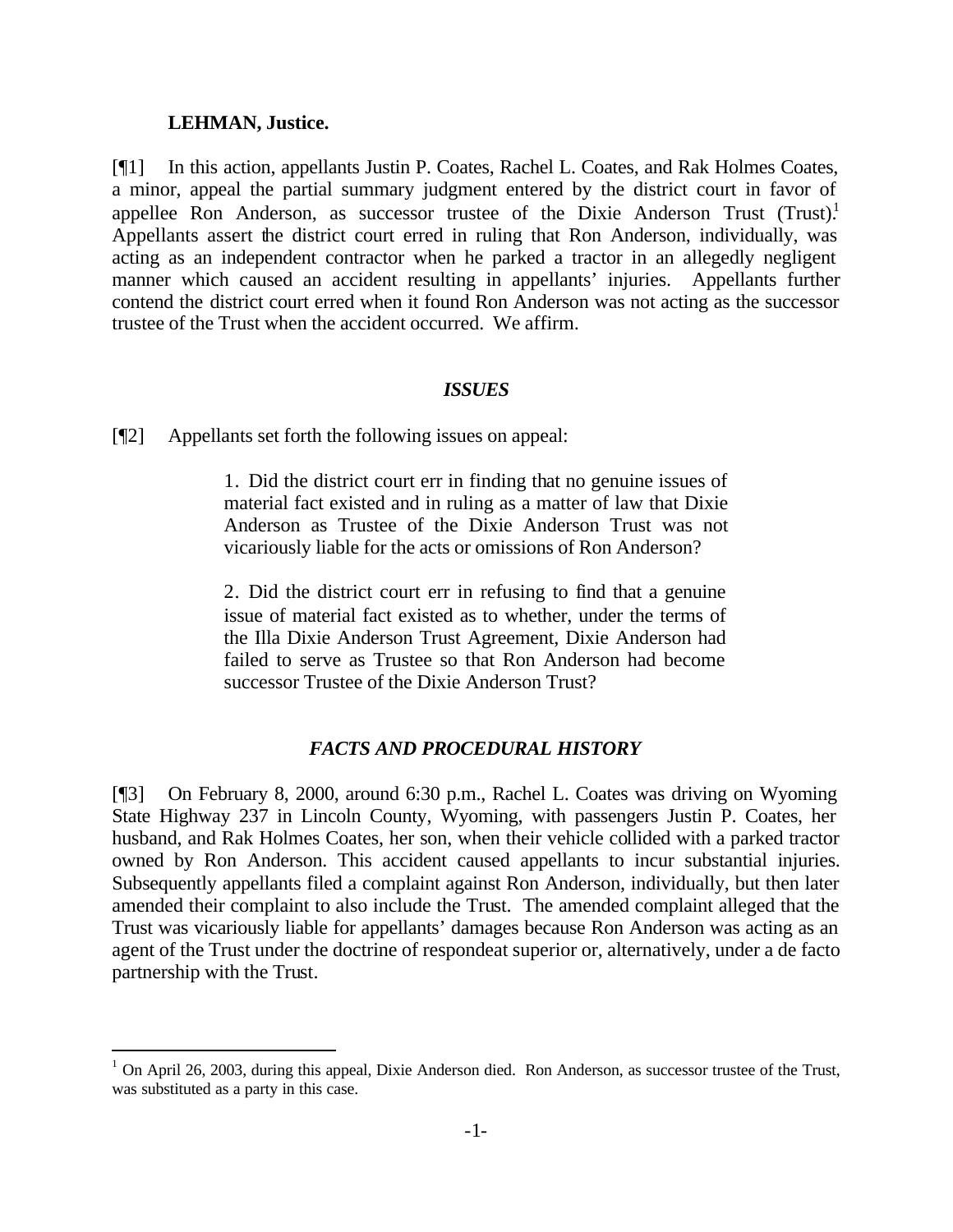**LEHMAN, Justice.**

[¶1] In this action, appellants Justin P. Coates, Rachel L. Coates, and Rak Holmes Coates, a minor, appeal the partial summary judgment entered by the district court in favor of appellee Ron Anderson, as successor trustee of the Dixie Anderson Trust (Trust).[1] Appellants assert the district court erred in ruling that Ron Anderson, individually, was acting as an independent contractor when he parked a tractor in an allegedly negligent manner which caused an accident resulting in appellants' injuries. Appellants further contend the district court erred when it found Ron Anderson was not acting as the successor trustee of the Trust when the accident occurred. We affirm.

### *ISSUES*

[¶2] Appellants set forth the following issues on appeal:

> 1. Did the district court err in finding that no genuine issues of material fact existed and in ruling as a matter of law that Dixie Anderson as Trustee of the Dixie Anderson Trust was not vicariously liable for the acts or omissions of Ron Anderson?
>
> 2. Did the district court err in refusing to find that a genuine issue of material fact existed as to whether, under the terms of the Illa Dixie Anderson Trust Agreement, Dixie Anderson had failed to serve as Trustee so that Ron Anderson had become successor Trustee of the Dixie Anderson Trust?

### *FACTS AND PROCEDURAL HISTORY*

[¶3] On February 8, 2000, around 6:30 p.m., Rachel L. Coates was driving on Wyoming State Highway 237 in Lincoln County, Wyoming, with passengers Justin P. Coates, her husband, and Rak Holmes Coates, her son, when their vehicle collided with a parked tractor owned by Ron Anderson. This accident caused appellants to incur substantial injuries. Subsequently appellants filed a complaint against Ron Anderson, individually, but then later amended their complaint to also include the Trust. The amended complaint alleged that the Trust was vicariously liable for appellants' damages because Ron Anderson was acting as an agent of the Trust under the doctrine of respondeat superior or, alternatively, under a de facto partnership with the Trust.

---

[1] On April 26, 2003, during this appeal, Dixie Anderson died. Ron Anderson, as successor trustee of the Trust, was substituted as a party in this case.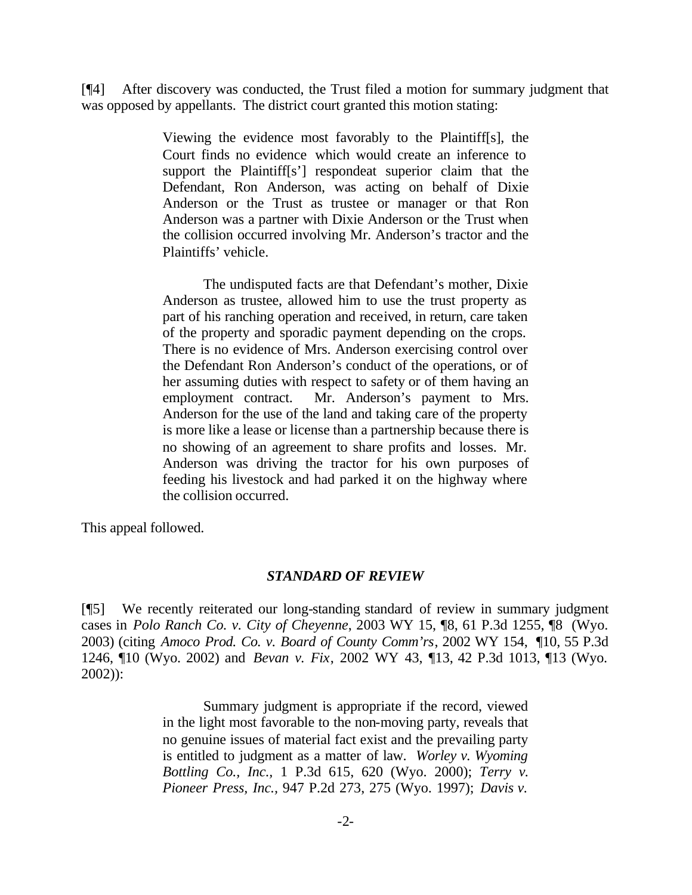[¶4] After discovery was conducted, the Trust filed a motion for summary judgment that was opposed by appellants. The district court granted this motion stating:

> Viewing the evidence most favorably to the Plaintiff[s], the Court finds no evidence which would create an inference to support the Plaintiff[s'] respondeat superior claim that the Defendant, Ron Anderson, was acting on behalf of Dixie Anderson or the Trust as trustee or manager or that Ron Anderson was a partner with Dixie Anderson or the Trust when the collision occurred involving Mr. Anderson's tractor and the Plaintiffs' vehicle.
>
> The undisputed facts are that Defendant's mother, Dixie Anderson as trustee, allowed him to use the trust property as part of his ranching operation and received, in return, care taken of the property and sporadic payment depending on the crops. There is no evidence of Mrs. Anderson exercising control over the Defendant Ron Anderson's conduct of the operations, or of her assuming duties with respect to safety or of them having an employment contract. Mr. Anderson's payment to Mrs. Anderson for the use of the land and taking care of the property is more like a lease or license than a partnership because there is no showing of an agreement to share profits and losses. Mr. Anderson was driving the tractor for his own purposes of feeding his livestock and had parked it on the highway where the collision occurred.

This appeal followed.

### *STANDARD OF REVIEW*

[¶5] We recently reiterated our long-standing standard of review in summary judgment cases in *Polo Ranch Co. v. City of Cheyenne*, 2003 WY 15, ¶8, 61 P.3d 1255, ¶8 (Wyo. 2003) (citing *Amoco Prod. Co. v. Board of County Comm'rs*, 2002 WY 154, ¶10, 55 P.3d 1246, ¶10 (Wyo. 2002) and *Bevan v. Fix*, 2002 WY 43, ¶13, 42 P.3d 1013, ¶13 (Wyo. 2002)):

> Summary judgment is appropriate if the record, viewed in the light most favorable to the non-moving party, reveals that no genuine issues of material fact exist and the prevailing party is entitled to judgment as a matter of law. *Worley v. Wyoming Bottling Co., Inc.*, 1 P.3d 615, 620 (Wyo. 2000); *Terry v. Pioneer Press, Inc.*, 947 P.2d 273, 275 (Wyo. 1997); *Davis v.*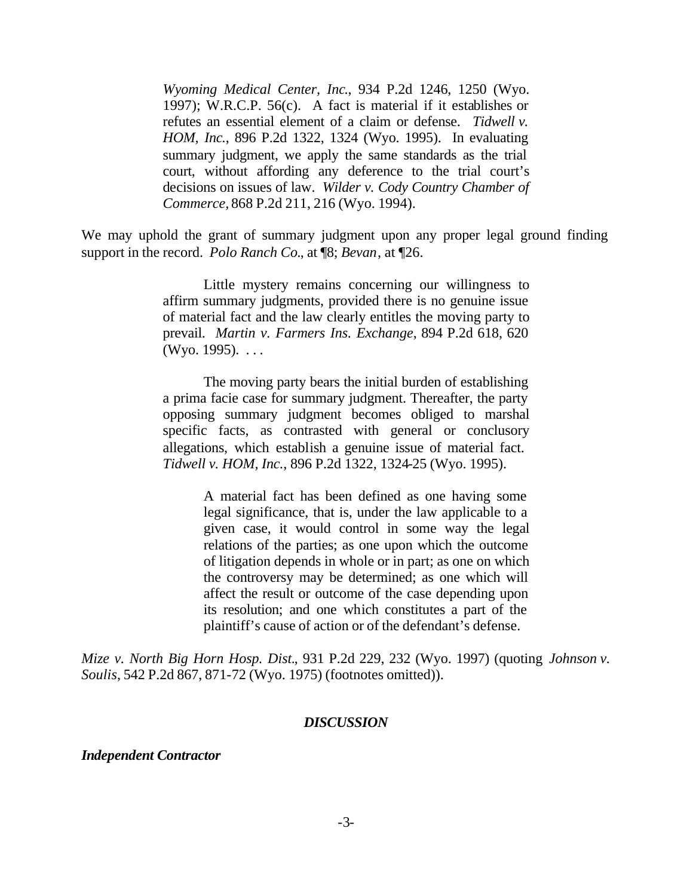> *Wyoming Medical Center, Inc.*, 934 P.2d 1246, 1250 (Wyo. 1997); W.R.C.P. 56(c). A fact is material if it establishes or refutes an essential element of a claim or defense. *Tidwell v. HOM, Inc.*, 896 P.2d 1322, 1324 (Wyo. 1995). In evaluating summary judgment, we apply the same standards as the trial court, without affording any deference to the trial court's decisions on issues of law. *Wilder v. Cody Country Chamber of Commerce*, 868 P.2d 211, 216 (Wyo. 1994).

We may uphold the grant of summary judgment upon any proper legal ground finding support in the record. *Polo Ranch Co.*, at ¶8; *Bevan*, at ¶26.

> Little mystery remains concerning our willingness to affirm summary judgments, provided there is no genuine issue of material fact and the law clearly entitles the moving party to prevail. *Martin v. Farmers Ins. Exchange*, 894 P.2d 618, 620 (Wyo. 1995). . . .
>
> The moving party bears the initial burden of establishing a prima facie case for summary judgment. Thereafter, the party opposing summary judgment becomes obliged to marshal specific facts, as contrasted with general or conclusory allegations, which establish a genuine issue of material fact. *Tidwell v. HOM, Inc.*, 896 P.2d 1322, 1324-25 (Wyo. 1995).
>
> > A material fact has been defined as one having some legal significance, that is, under the law applicable to a given case, it would control in some way the legal relations of the parties; as one upon which the outcome of litigation depends in whole or in part; as one on which the controversy may be determined; as one which will affect the result or outcome of the case depending upon its resolution; and one which constitutes a part of the plaintiff's cause of action or of the defendant's defense.

*Mize v. North Big Horn Hosp. Dist.*, 931 P.2d 229, 232 (Wyo. 1997) (quoting *Johnson v. Soulis*, 542 P.2d 867, 871-72 (Wyo. 1975) (footnotes omitted)).

## *DISCUSSION*

### *Independent Contractor*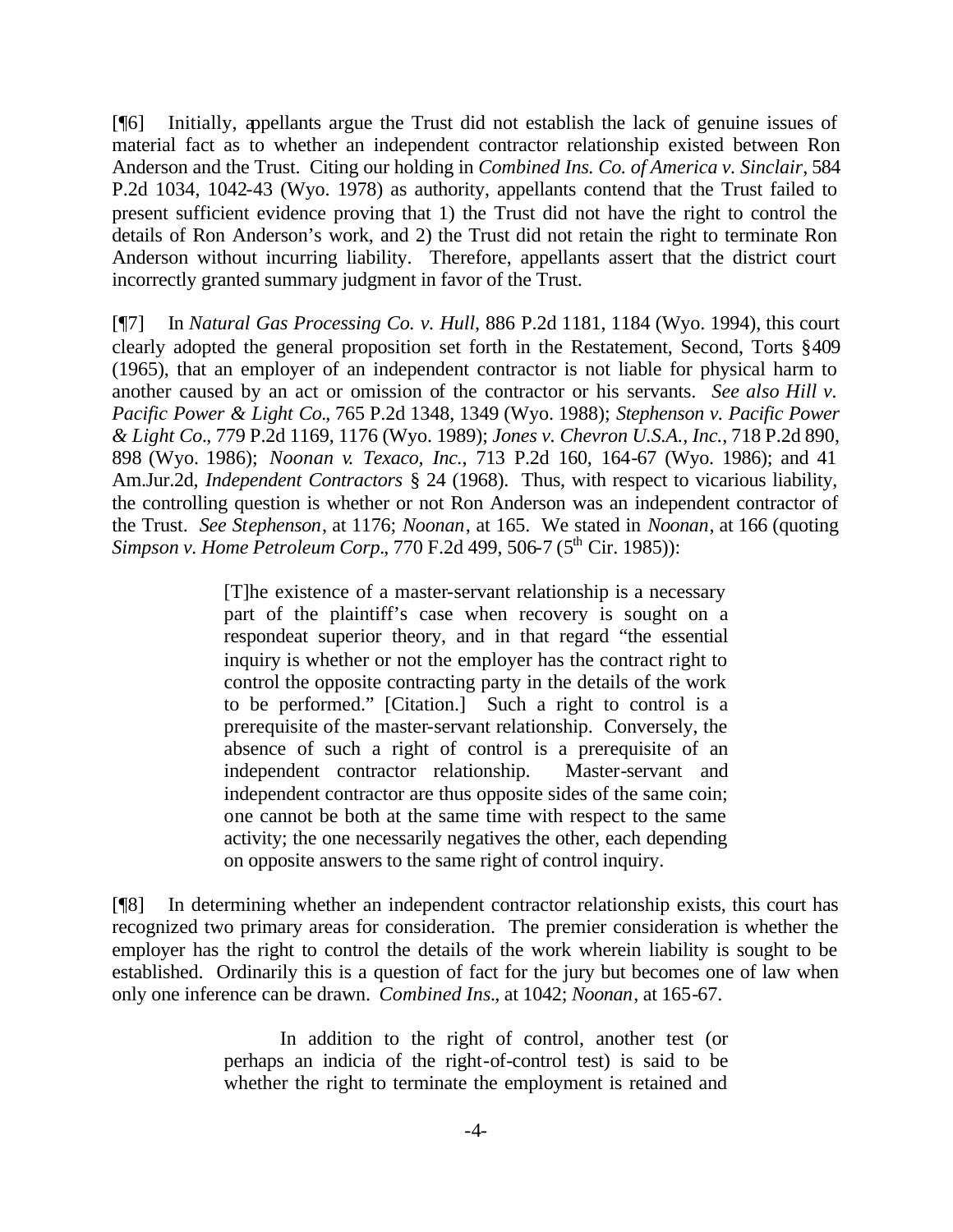[¶6] Initially, appellants argue the Trust did not establish the lack of genuine issues of material fact as to whether an independent contractor relationship existed between Ron Anderson and the Trust. Citing our holding in *Combined Ins. Co. of America v. Sinclair*, 584 P.2d 1034, 1042-43 (Wyo. 1978) as authority, appellants contend that the Trust failed to present sufficient evidence proving that 1) the Trust did not have the right to control the details of Ron Anderson's work, and 2) the Trust did not retain the right to terminate Ron Anderson without incurring liability. Therefore, appellants assert that the district court incorrectly granted summary judgment in favor of the Trust.

[¶7] In *Natural Gas Processing Co. v. Hull*, 886 P.2d 1181, 1184 (Wyo. 1994), this court clearly adopted the general proposition set forth in the Restatement, Second, Torts §409 (1965), that an employer of an independent contractor is not liable for physical harm to another caused by an act or omission of the contractor or his servants. *See also Hill v. Pacific Power & Light Co.*, 765 P.2d 1348, 1349 (Wyo. 1988); *Stephenson v. Pacific Power & Light Co.*, 779 P.2d 1169, 1176 (Wyo. 1989); *Jones v. Chevron U.S.A., Inc.*, 718 P.2d 890, 898 (Wyo. 1986); *Noonan v. Texaco, Inc.*, 713 P.2d 160, 164-67 (Wyo. 1986); and 41 Am.Jur.2d, *Independent Contractors* § 24 (1968). Thus, with respect to vicarious liability, the controlling question is whether or not Ron Anderson was an independent contractor of the Trust. *See Stephenson*, at 1176; *Noonan*, at 165. We stated in *Noonan*, at 166 (quoting *Simpson v. Home Petroleum Corp.*, 770 F.2d 499, 506-7 (5th Cir. 1985)):

> [T]he existence of a master-servant relationship is a necessary part of the plaintiff's case when recovery is sought on a respondeat superior theory, and in that regard "the essential inquiry is whether or not the employer has the contract right to control the opposite contracting party in the details of the work to be performed." [Citation.] Such a right to control is a prerequisite of the master-servant relationship. Conversely, the absence of such a right of control is a prerequisite of an independent contractor relationship. Master-servant and independent contractor are thus opposite sides of the same coin; one cannot be both at the same time with respect to the same activity; the one necessarily negatives the other, each depending on opposite answers to the same right of control inquiry.

[¶8] In determining whether an independent contractor relationship exists, this court has recognized two primary areas for consideration. The premier consideration is whether the employer has the right to control the details of the work wherein liability is sought to be established. Ordinarily this is a question of fact for the jury but becomes one of law when only one inference can be drawn. *Combined Ins.*, at 1042; *Noonan*, at 165-67.

> In addition to the right of control, another test (or perhaps an indicia of the right-of-control test) is said to be whether the right to terminate the employment is retained and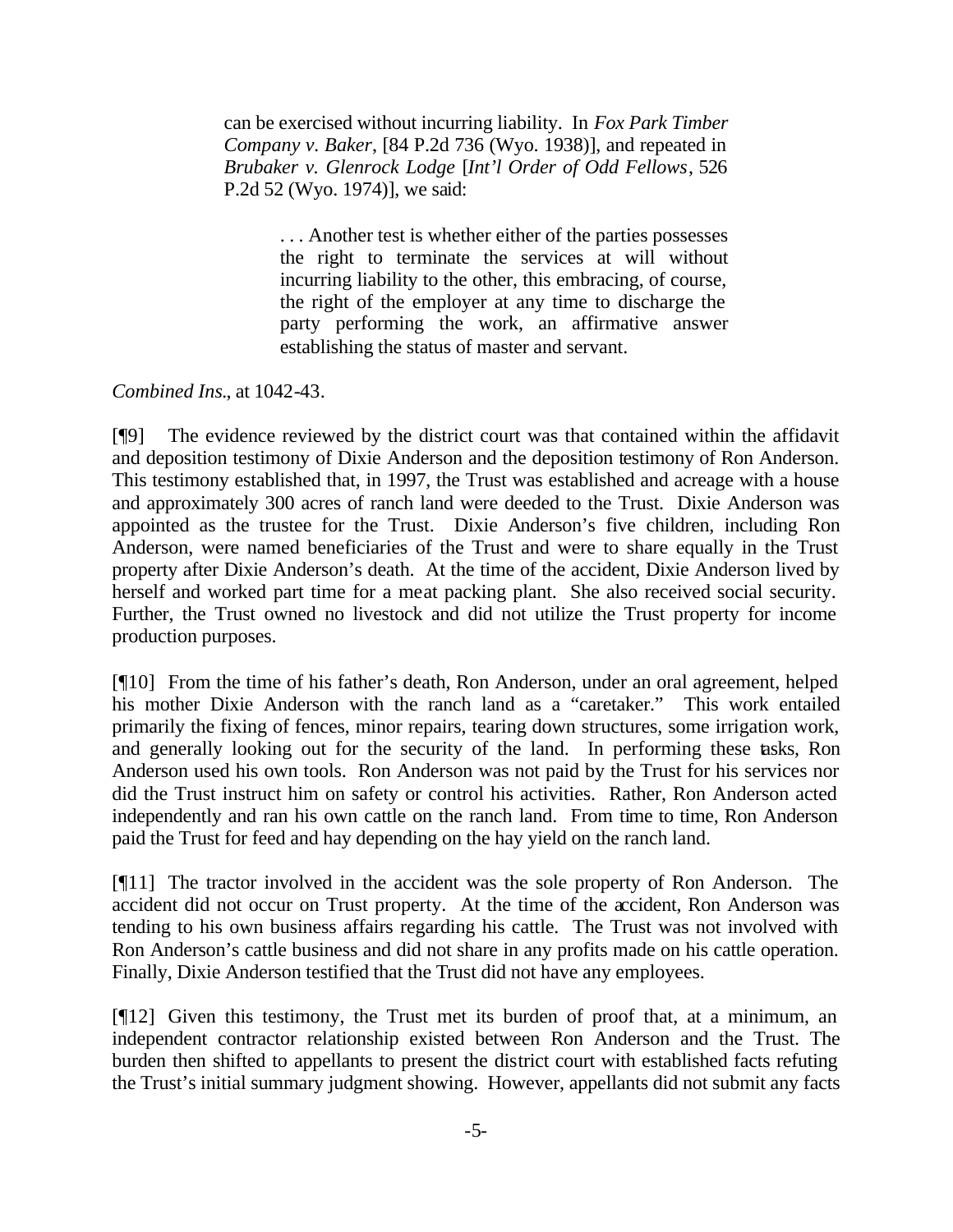> can be exercised without incurring liability. In *Fox Park Timber Company v. Baker*, [84 P.2d 736 (Wyo. 1938)], and repeated in *Brubaker v. Glenrock Lodge* [*Int'l Order of Odd Fellows*, 526 P.2d 52 (Wyo. 1974)], we said:
>
> > . . . Another test is whether either of the parties possesses the right to terminate the services at will without incurring liability to the other, this embracing, of course, the right of the employer at any time to discharge the party performing the work, an affirmative answer establishing the status of master and servant.

*Combined Ins.*, at 1042-43.

[¶9] The evidence reviewed by the district court was that contained within the affidavit and deposition testimony of Dixie Anderson and the deposition testimony of Ron Anderson. This testimony established that, in 1997, the Trust was established and acreage with a house and approximately 300 acres of ranch land were deeded to the Trust. Dixie Anderson was appointed as the trustee for the Trust. Dixie Anderson's five children, including Ron Anderson, were named beneficiaries of the Trust and were to share equally in the Trust property after Dixie Anderson's death. At the time of the accident, Dixie Anderson lived by herself and worked part time for a meat packing plant. She also received social security. Further, the Trust owned no livestock and did not utilize the Trust property for income production purposes.

[¶10] From the time of his father's death, Ron Anderson, under an oral agreement, helped his mother Dixie Anderson with the ranch land as a "caretaker." This work entailed primarily the fixing of fences, minor repairs, tearing down structures, some irrigation work, and generally looking out for the security of the land. In performing these tasks, Ron Anderson used his own tools. Ron Anderson was not paid by the Trust for his services nor did the Trust instruct him on safety or control his activities. Rather, Ron Anderson acted independently and ran his own cattle on the ranch land. From time to time, Ron Anderson paid the Trust for feed and hay depending on the hay yield on the ranch land.

[¶11] The tractor involved in the accident was the sole property of Ron Anderson. The accident did not occur on Trust property. At the time of the accident, Ron Anderson was tending to his own business affairs regarding his cattle. The Trust was not involved with Ron Anderson's cattle business and did not share in any profits made on his cattle operation. Finally, Dixie Anderson testified that the Trust did not have any employees.

[¶12] Given this testimony, the Trust met its burden of proof that, at a minimum, an independent contractor relationship existed between Ron Anderson and the Trust. The burden then shifted to appellants to present the district court with established facts refuting the Trust's initial summary judgment showing. However, appellants did not submit any facts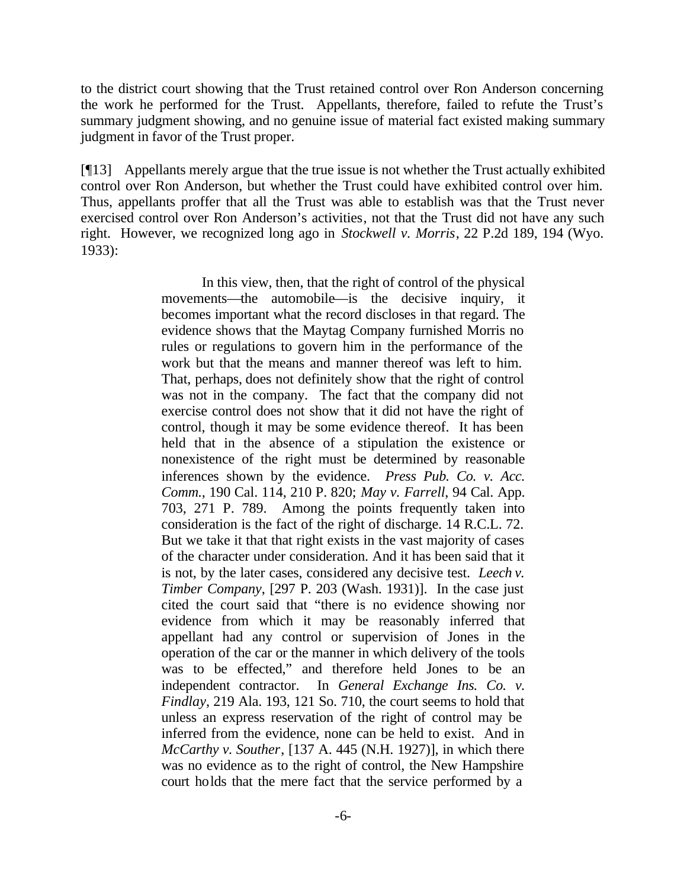to the district court showing that the Trust retained control over Ron Anderson concerning the work he performed for the Trust. Appellants, therefore, failed to refute the Trust's summary judgment showing, and no genuine issue of material fact existed making summary judgment in favor of the Trust proper.

[¶13] Appellants merely argue that the true issue is not whether the Trust actually exhibited control over Ron Anderson, but whether the Trust could have exhibited control over him. Thus, appellants proffer that all the Trust was able to establish was that the Trust never exercised control over Ron Anderson's activities, not that the Trust did not have any such right. However, we recognized long ago in *Stockwell v. Morris*, 22 P.2d 189, 194 (Wyo. 1933):

> In this view, then, that the right of control of the physical movements—the automobile—is the decisive inquiry, it becomes important what the record discloses in that regard. The evidence shows that the Maytag Company furnished Morris no rules or regulations to govern him in the performance of the work but that the means and manner thereof was left to him. That, perhaps, does not definitely show that the right of control was not in the company. The fact that the company did not exercise control does not show that it did not have the right of control, though it may be some evidence thereof. It has been held that in the absence of a stipulation the existence or nonexistence of the right must be determined by reasonable inferences shown by the evidence. *Press Pub. Co. v. Acc. Comm.*, 190 Cal. 114, 210 P. 820; *May v. Farrell*, 94 Cal. App. 703, 271 P. 789. Among the points frequently taken into consideration is the fact of the right of discharge. 14 R.C.L. 72. But we take it that that right exists in the vast majority of cases of the character under consideration. And it has been said that it is not, by the later cases, considered any decisive test. *Leech v. Timber Company*, [297 P. 203 (Wash. 1931)]. In the case just cited the court said that "there is no evidence showing nor evidence from which it may be reasonably inferred that appellant had any control or supervision of Jones in the operation of the car or the manner in which delivery of the tools was to be effected," and therefore held Jones to be an independent contractor. In *General Exchange Ins. Co. v. Findlay*, 219 Ala. 193, 121 So. 710, the court seems to hold that unless an express reservation of the right of control may be inferred from the evidence, none can be held to exist. And in *McCarthy v. Souther*, [137 A. 445 (N.H. 1927)], in which there was no evidence as to the right of control, the New Hampshire court holds that the mere fact that the service performed by a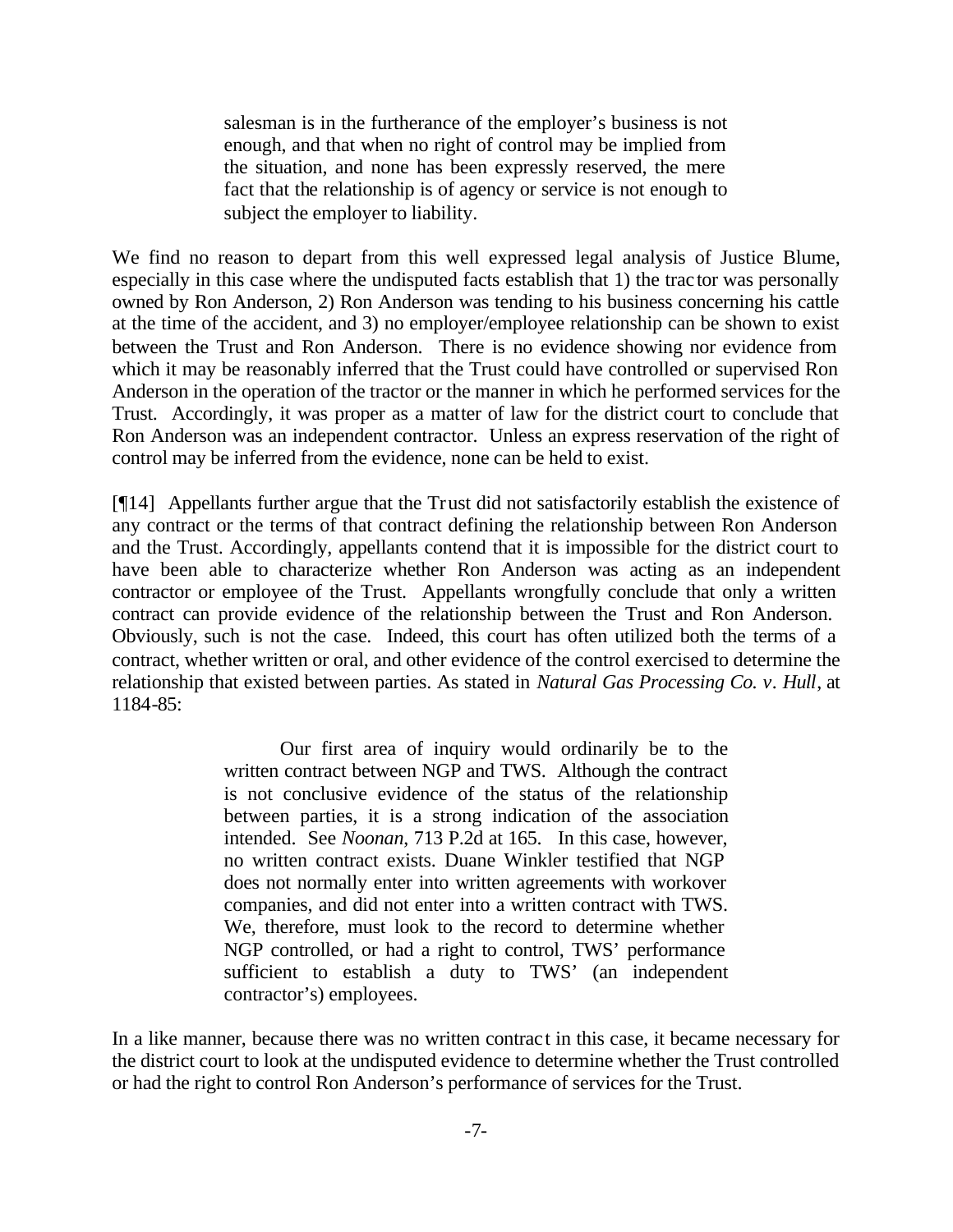> salesman is in the furtherance of the employer's business is not enough, and that when no right of control may be implied from the situation, and none has been expressly reserved, the mere fact that the relationship is of agency or service is not enough to subject the employer to liability.

We find no reason to depart from this well expressed legal analysis of Justice Blume, especially in this case where the undisputed facts establish that 1) the tractor was personally owned by Ron Anderson, 2) Ron Anderson was tending to his business concerning his cattle at the time of the accident, and 3) no employer/employee relationship can be shown to exist between the Trust and Ron Anderson. There is no evidence showing nor evidence from which it may be reasonably inferred that the Trust could have controlled or supervised Ron Anderson in the operation of the tractor or the manner in which he performed services for the Trust. Accordingly, it was proper as a matter of law for the district court to conclude that Ron Anderson was an independent contractor. Unless an express reservation of the right of control may be inferred from the evidence, none can be held to exist.

[¶14] Appellants further argue that the Trust did not satisfactorily establish the existence of any contract or the terms of that contract defining the relationship between Ron Anderson and the Trust. Accordingly, appellants contend that it is impossible for the district court to have been able to characterize whether Ron Anderson was acting as an independent contractor or employee of the Trust. Appellants wrongfully conclude that only a written contract can provide evidence of the relationship between the Trust and Ron Anderson. Obviously, such is not the case. Indeed, this court has often utilized both the terms of a contract, whether written or oral, and other evidence of the control exercised to determine the relationship that existed between parties. As stated in *Natural Gas Processing Co. v. Hull*, at 1184-85:

> Our first area of inquiry would ordinarily be to the written contract between NGP and TWS. Although the contract is not conclusive evidence of the status of the relationship between parties, it is a strong indication of the association intended. See *Noonan*, 713 P.2d at 165. In this case, however, no written contract exists. Duane Winkler testified that NGP does not normally enter into written agreements with workover companies, and did not enter into a written contract with TWS. We, therefore, must look to the record to determine whether NGP controlled, or had a right to control, TWS' performance sufficient to establish a duty to TWS' (an independent contractor's) employees.

In a like manner, because there was no written contract in this case, it became necessary for the district court to look at the undisputed evidence to determine whether the Trust controlled or had the right to control Ron Anderson's performance of services for the Trust.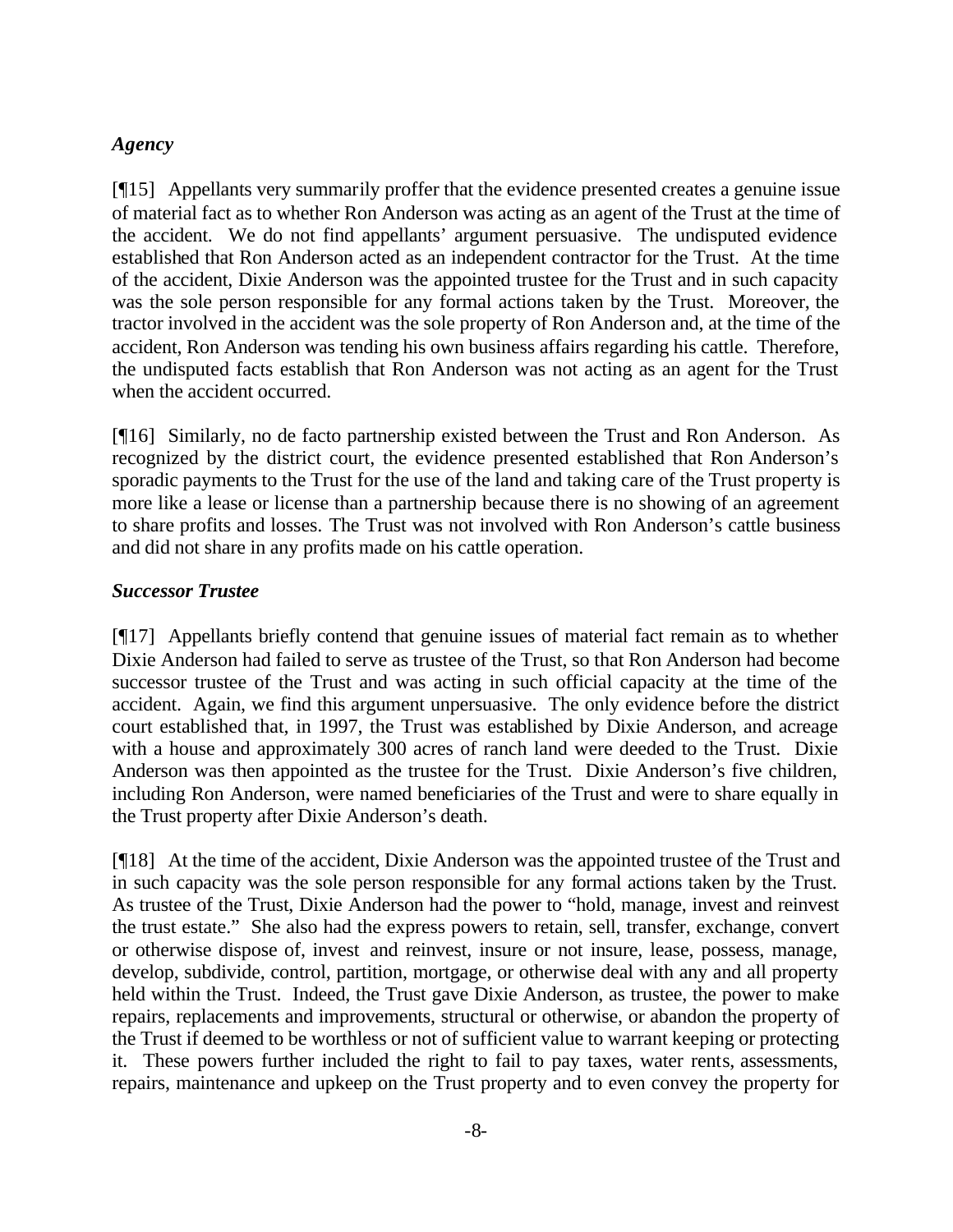### *Agency*

[¶15] Appellants very summarily proffer that the evidence presented creates a genuine issue of material fact as to whether Ron Anderson was acting as an agent of the Trust at the time of the accident. We do not find appellants' argument persuasive. The undisputed evidence established that Ron Anderson acted as an independent contractor for the Trust. At the time of the accident, Dixie Anderson was the appointed trustee for the Trust and in such capacity was the sole person responsible for any formal actions taken by the Trust. Moreover, the tractor involved in the accident was the sole property of Ron Anderson and, at the time of the accident, Ron Anderson was tending his own business affairs regarding his cattle. Therefore, the undisputed facts establish that Ron Anderson was not acting as an agent for the Trust when the accident occurred.

[¶16] Similarly, no de facto partnership existed between the Trust and Ron Anderson. As recognized by the district court, the evidence presented established that Ron Anderson's sporadic payments to the Trust for the use of the land and taking care of the Trust property is more like a lease or license than a partnership because there is no showing of an agreement to share profits and losses. The Trust was not involved with Ron Anderson's cattle business and did not share in any profits made on his cattle operation.

### *Successor Trustee*

[¶17] Appellants briefly contend that genuine issues of material fact remain as to whether Dixie Anderson had failed to serve as trustee of the Trust, so that Ron Anderson had become successor trustee of the Trust and was acting in such official capacity at the time of the accident. Again, we find this argument unpersuasive. The only evidence before the district court established that, in 1997, the Trust was established by Dixie Anderson, and acreage with a house and approximately 300 acres of ranch land were deeded to the Trust. Dixie Anderson was then appointed as the trustee for the Trust. Dixie Anderson's five children, including Ron Anderson, were named beneficiaries of the Trust and were to share equally in the Trust property after Dixie Anderson's death.

[¶18] At the time of the accident, Dixie Anderson was the appointed trustee of the Trust and in such capacity was the sole person responsible for any formal actions taken by the Trust. As trustee of the Trust, Dixie Anderson had the power to "hold, manage, invest and reinvest the trust estate." She also had the express powers to retain, sell, transfer, exchange, convert or otherwise dispose of, invest and reinvest, insure or not insure, lease, possess, manage, develop, subdivide, control, partition, mortgage, or otherwise deal with any and all property held within the Trust. Indeed, the Trust gave Dixie Anderson, as trustee, the power to make repairs, replacements and improvements, structural or otherwise, or abandon the property of the Trust if deemed to be worthless or not of sufficient value to warrant keeping or protecting it. These powers further included the right to fail to pay taxes, water rents, assessments, repairs, maintenance and upkeep on the Trust property and to even convey the property for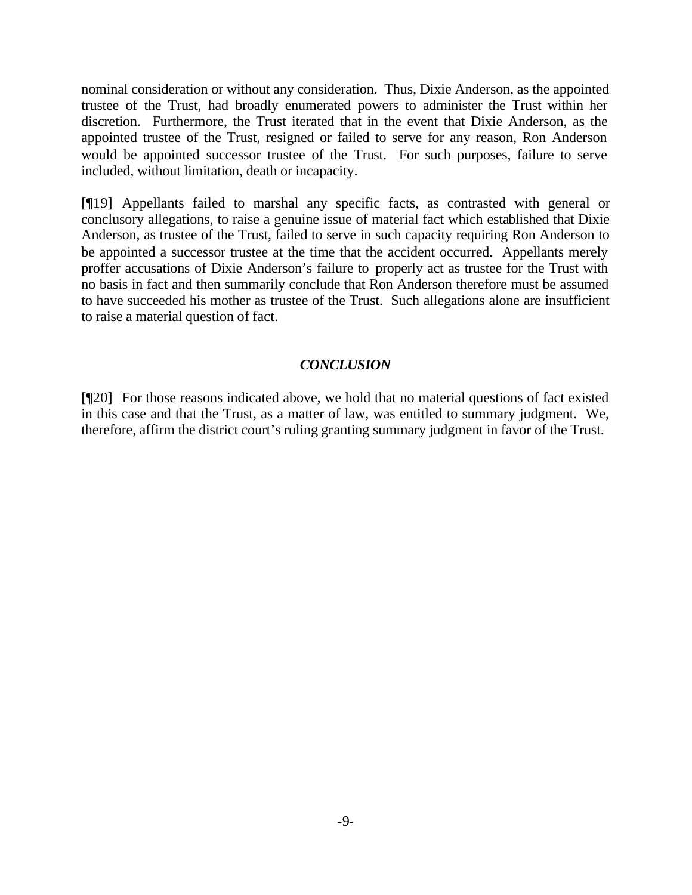nominal consideration or without any consideration. Thus, Dixie Anderson, as the appointed trustee of the Trust, had broadly enumerated powers to administer the Trust within her discretion. Furthermore, the Trust iterated that in the event that Dixie Anderson, as the appointed trustee of the Trust, resigned or failed to serve for any reason, Ron Anderson would be appointed successor trustee of the Trust. For such purposes, failure to serve included, without limitation, death or incapacity.

[¶19] Appellants failed to marshal any specific facts, as contrasted with general or conclusory allegations, to raise a genuine issue of material fact which established that Dixie Anderson, as trustee of the Trust, failed to serve in such capacity requiring Ron Anderson to be appointed a successor trustee at the time that the accident occurred. Appellants merely proffer accusations of Dixie Anderson's failure to properly act as trustee for the Trust with no basis in fact and then summarily conclude that Ron Anderson therefore must be assumed to have succeeded his mother as trustee of the Trust. Such allegations alone are insufficient to raise a material question of fact.

## *CONCLUSION*

[¶20] For those reasons indicated above, we hold that no material questions of fact existed in this case and that the Trust, as a matter of law, was entitled to summary judgment. We, therefore, affirm the district court's ruling granting summary judgment in favor of the Trust.